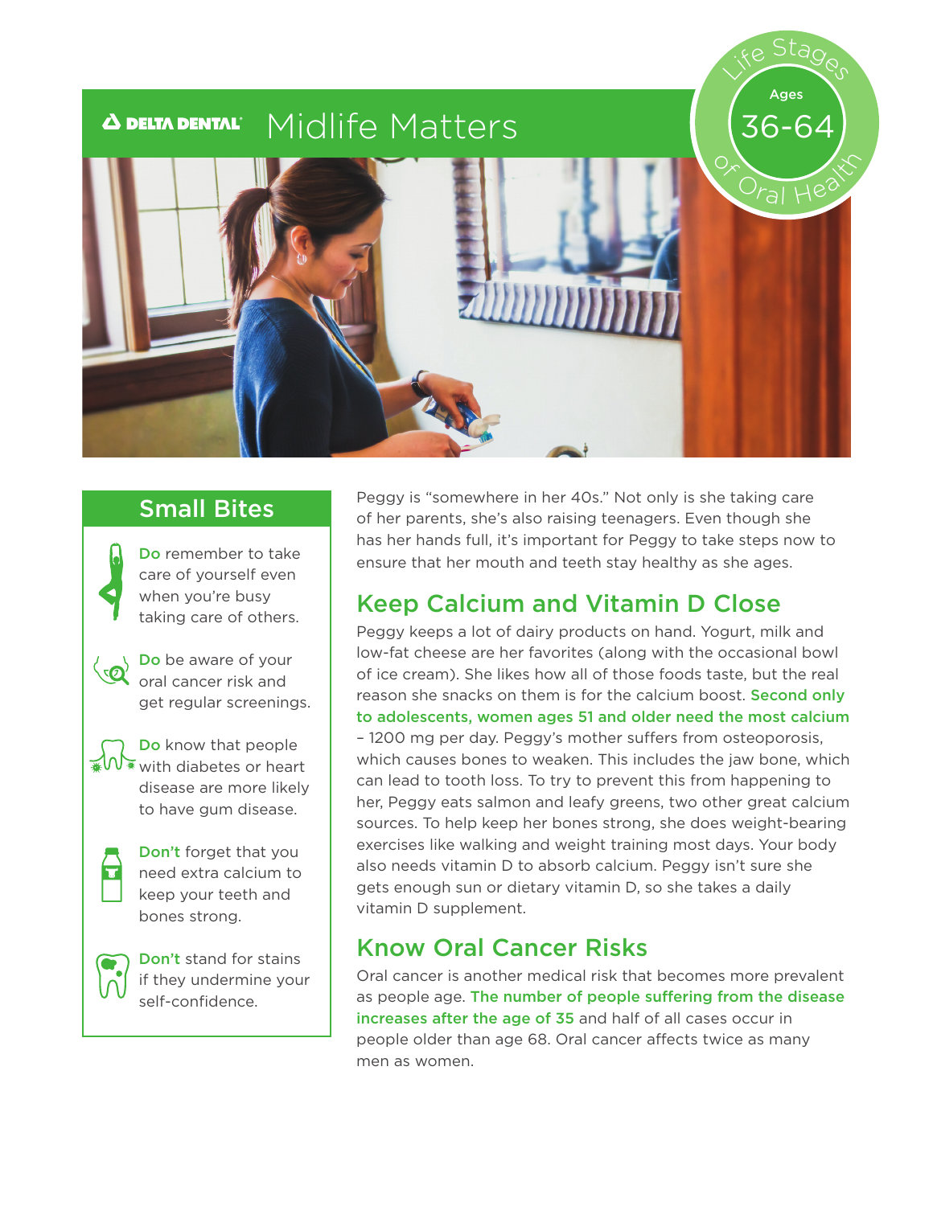DELTA DENTAL

# Midlife Matters

Life Stages of Oral Health

Ages 36-64

## Small Bites

**Do** remember to take care of yourself even when you're busy taking care of others.

**Do** be aware of your oral cancer risk and get regular screenings.

**Do** know that people with diabetes or heart disease are more likely to have gum disease.

**Don't** forget that you need extra calcium to keep your teeth and bones strong.

**Don't** stand for stains if they undermine your self-confidence.

Peggy is "somewhere in her 40s." Not only is she taking care of her parents, she's also raising teenagers. Even though she has her hands full, it's important for Peggy to take steps now to ensure that her mouth and teeth stay healthy as she ages.

## Keep Calcium and Vitamin D Close

Peggy keeps a lot of dairy products on hand. Yogurt, milk and low-fat cheese are her favorites (along with the occasional bowl of ice cream). She likes how all of those foods taste, but the real reason she snacks on them is for the calcium boost. **Second only to adolescents, women ages 51 and older need the most calcium** – 1200 mg per day. Peggy's mother suffers from osteoporosis, which causes bones to weaken. This includes the jaw bone, which can lead to tooth loss. To try to prevent this from happening to her, Peggy eats salmon and leafy greens, two other great calcium sources. To help keep her bones strong, she does weight-bearing exercises like walking and weight training most days. Your body also needs vitamin D to absorb calcium. Peggy isn't sure she gets enough sun or dietary vitamin D, so she takes a daily vitamin D supplement.

## Know Oral Cancer Risks

Oral cancer is another medical risk that becomes more prevalent as people age. **The number of people suffering from the disease increases after the age of 35** and half of all cases occur in people older than age 68. Oral cancer affects twice as many men as women.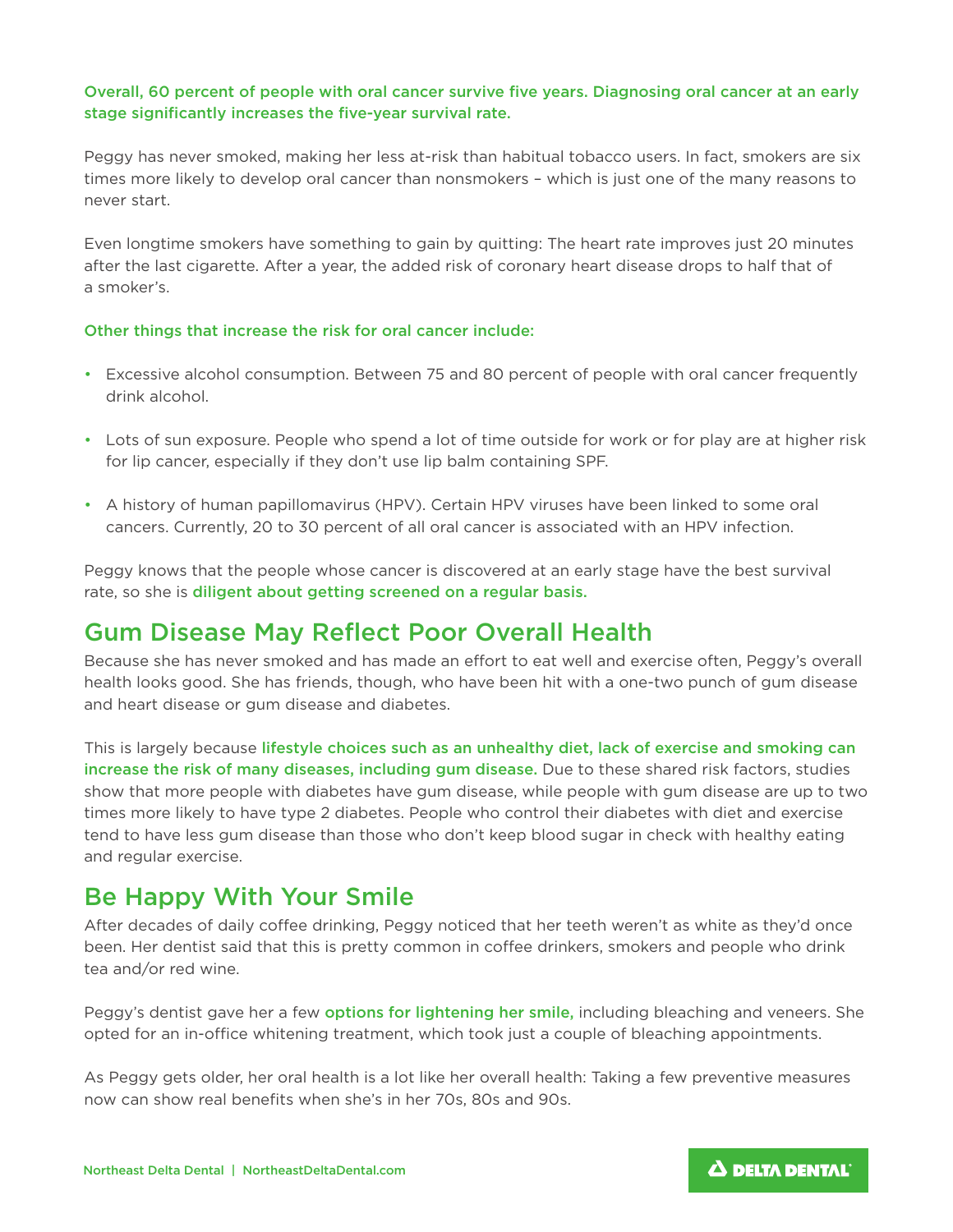**Overall, 60 percent of people with oral cancer survive five years. Diagnosing oral cancer at an early stage significantly increases the five-year survival rate.**

Peggy has never smoked, making her less at-risk than habitual tobacco users. In fact, smokers are six times more likely to develop oral cancer than nonsmokers – which is just one of the many reasons to never start.

Even longtime smokers have something to gain by quitting: The heart rate improves just 20 minutes after the last cigarette. After a year, the added risk of coronary heart disease drops to half that of a smoker's.

**Other things that increase the risk for oral cancer include:**

- Excessive alcohol consumption. Between 75 and 80 percent of people with oral cancer frequently drink alcohol.
- Lots of sun exposure. People who spend a lot of time outside for work or for play are at higher risk for lip cancer, especially if they don't use lip balm containing SPF.
- A history of human papillomavirus (HPV). Certain HPV viruses have been linked to some oral cancers. Currently, 20 to 30 percent of all oral cancer is associated with an HPV infection.

Peggy knows that the people whose cancer is discovered at an early stage have the best survival rate, so she is **diligent about getting screened on a regular basis.**

## Gum Disease May Reflect Poor Overall Health

Because she has never smoked and has made an effort to eat well and exercise often, Peggy's overall health looks good. She has friends, though, who have been hit with a one-two punch of gum disease and heart disease or gum disease and diabetes.

This is largely because **lifestyle choices such as an unhealthy diet, lack of exercise and smoking can increase the risk of many diseases, including gum disease.** Due to these shared risk factors, studies show that more people with diabetes have gum disease, while people with gum disease are up to two times more likely to have type 2 diabetes. People who control their diabetes with diet and exercise tend to have less gum disease than those who don't keep blood sugar in check with healthy eating and regular exercise.

## Be Happy With Your Smile

After decades of daily coffee drinking, Peggy noticed that her teeth weren't as white as they'd once been. Her dentist said that this is pretty common in coffee drinkers, smokers and people who drink tea and/or red wine.

Peggy's dentist gave her a few **options for lightening her smile,** including bleaching and veneers. She opted for an in-office whitening treatment, which took just a couple of bleaching appointments.

As Peggy gets older, her oral health is a lot like her overall health: Taking a few preventive measures now can show real benefits when she's in her 70s, 80s and 90s.

Northeast Delta Dental | NortheastDeltaDental.com

DELTA DENTAL